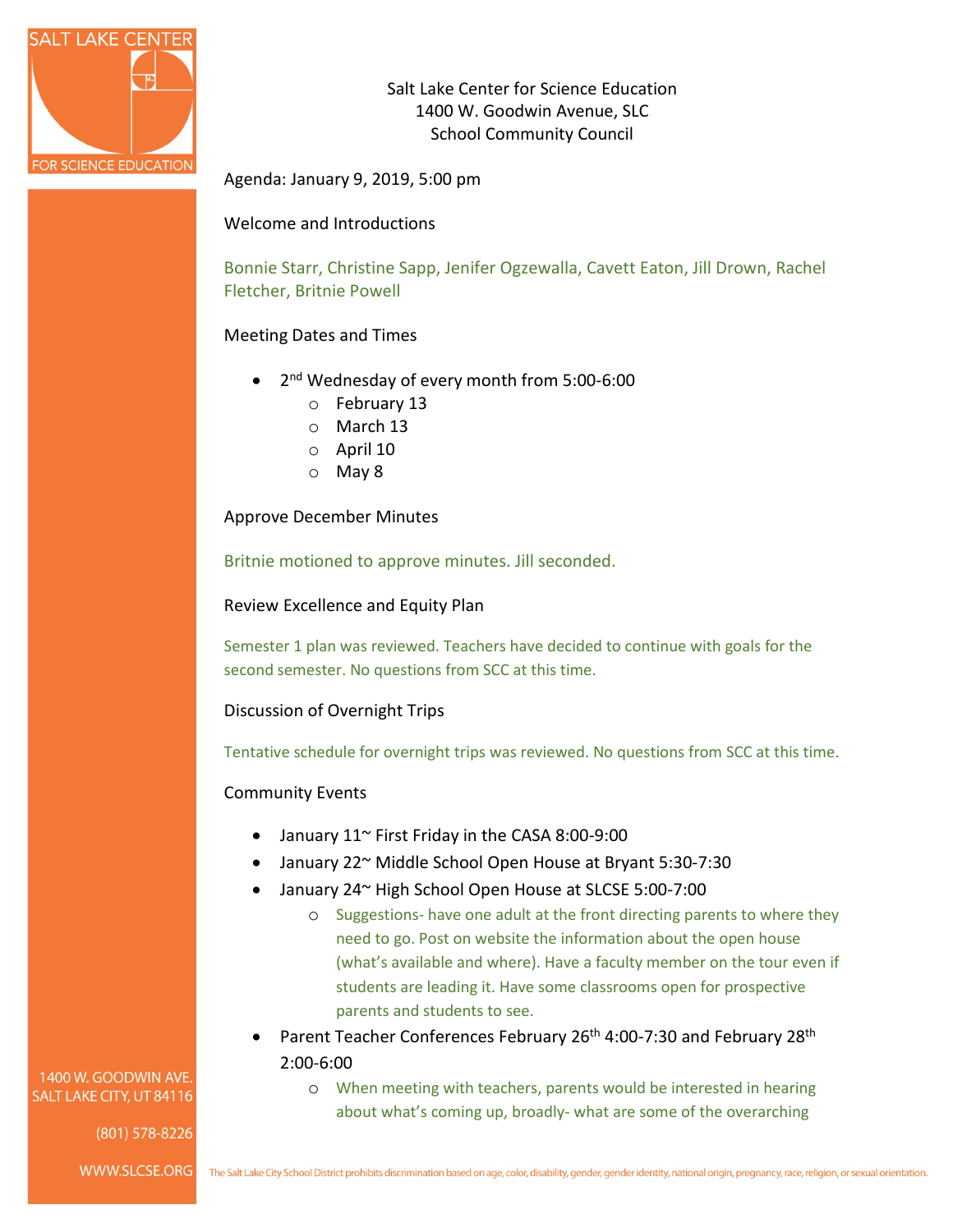Salt Lake Center for Science Education
1400 W. Goodwin Avenue, SLC
School Community Council

Agenda: January 9, 2019, 5:00 pm

Welcome and Introductions

Bonnie Starr, Christine Sapp, Jenifer Ogzewalla, Cavett Eaton, Jill Drown, Rachel Fletcher, Britnie Powell

Meeting Dates and Times

- 2nd Wednesday of every month from 5:00-6:00
  - February 13
  - March 13
  - April 10
  - May 8

Approve December Minutes

Britnie motioned to approve minutes. Jill seconded.

Review Excellence and Equity Plan

Semester 1 plan was reviewed. Teachers have decided to continue with goals for the second semester. No questions from SCC at this time.

Discussion of Overnight Trips

Tentative schedule for overnight trips was reviewed. No questions from SCC at this time.

Community Events

- January 11~ First Friday in the CASA 8:00-9:00
- January 22~ Middle School Open House at Bryant 5:30-7:30
- January 24~ High School Open House at SLCSE 5:00-7:00
  - Suggestions- have one adult at the front directing parents to where they need to go. Post on website the information about the open house (what's available and where). Have a faculty member on the tour even if students are leading it. Have some classrooms open for prospective parents and students to see.
- Parent Teacher Conferences February 26th 4:00-7:30 and February 28th 2:00-6:00
  - When meeting with teachers, parents would be interested in hearing about what's coming up, broadly- what are some of the overarching

The Salt Lake City School District prohibits discrimination based on age, color, disability, gender, gender identity, national origin, pregnancy, race, religion, or sexual orientation.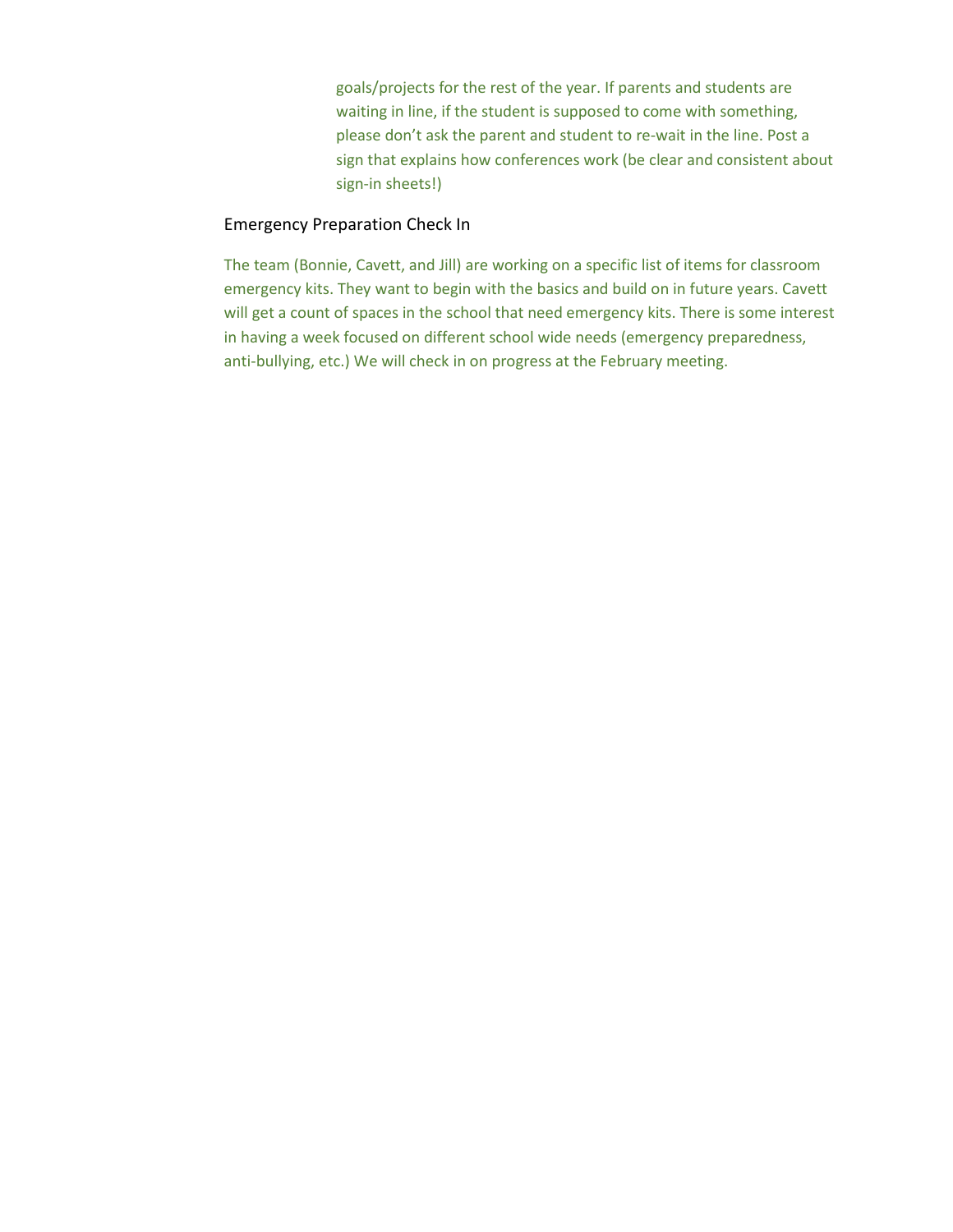goals/projects for the rest of the year. If parents and students are waiting in line, if the student is supposed to come with something, please don't ask the parent and student to re-wait in the line. Post a sign that explains how conferences work (be clear and consistent about sign-in sheets!)

## Emergency Preparation Check In

The team (Bonnie, Cavett, and Jill) are working on a specific list of items for classroom emergency kits. They want to begin with the basics and build on in future years. Cavett will get a count of spaces in the school that need emergency kits. There is some interest in having a week focused on different school wide needs (emergency preparedness, anti-bullying, etc.) We will check in on progress at the February meeting.